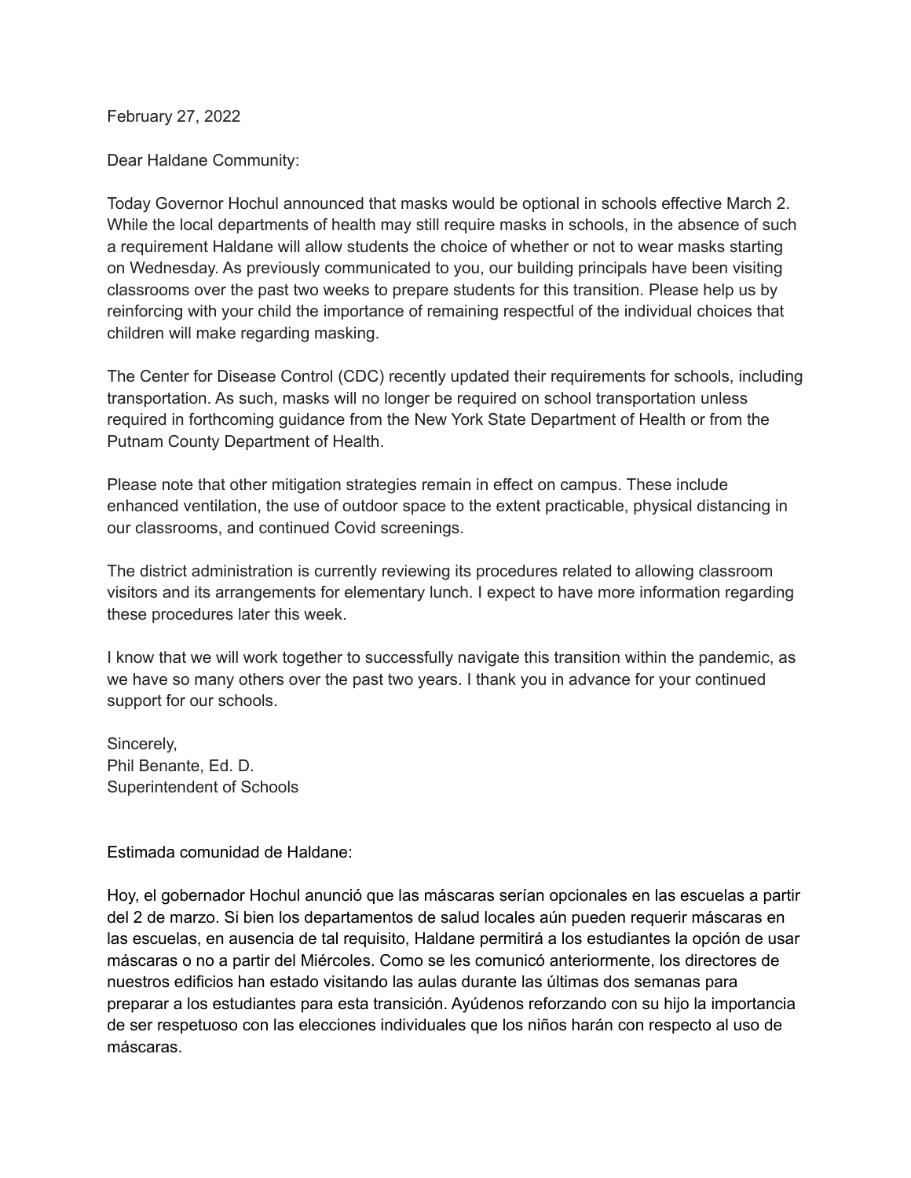February 27, 2022

Dear Haldane Community:

Today Governor Hochul announced that masks would be optional in schools effective March 2. While the local departments of health may still require masks in schools, in the absence of such a requirement Haldane will allow students the choice of whether or not to wear masks starting on Wednesday. As previously communicated to you, our building principals have been visiting classrooms over the past two weeks to prepare students for this transition. Please help us by reinforcing with your child the importance of remaining respectful of the individual choices that children will make regarding masking.

The Center for Disease Control (CDC) recently updated their requirements for schools, including transportation. As such, masks will no longer be required on school transportation unless required in forthcoming guidance from the New York State Department of Health or from the Putnam County Department of Health.

Please note that other mitigation strategies remain in effect on campus. These include enhanced ventilation, the use of outdoor space to the extent practicable, physical distancing in our classrooms, and continued Covid screenings.

The district administration is currently reviewing its procedures related to allowing classroom visitors and its arrangements for elementary lunch. I expect to have more information regarding these procedures later this week.

I know that we will work together to successfully navigate this transition within the pandemic, as we have so many others over the past two years. I thank you in advance for your continued support for our schools.

Sincerely,
Phil Benante, Ed. D.
Superintendent of Schools

Estimada comunidad de Haldane:

Hoy, el gobernador Hochul anunció que las máscaras serían opcionales en las escuelas a partir del 2 de marzo. Si bien los departamentos de salud locales aún pueden requerir máscaras en las escuelas, en ausencia de tal requisito, Haldane permitirá a los estudiantes la opción de usar máscaras o no a partir del Miércoles. Como se les comunicó anteriormente, los directores de nuestros edificios han estado visitando las aulas durante las últimas dos semanas para preparar a los estudiantes para esta transición. Ayúdenos reforzando con su hijo la importancia de ser respetuoso con las elecciones individuales que los niños harán con respecto al uso de máscaras.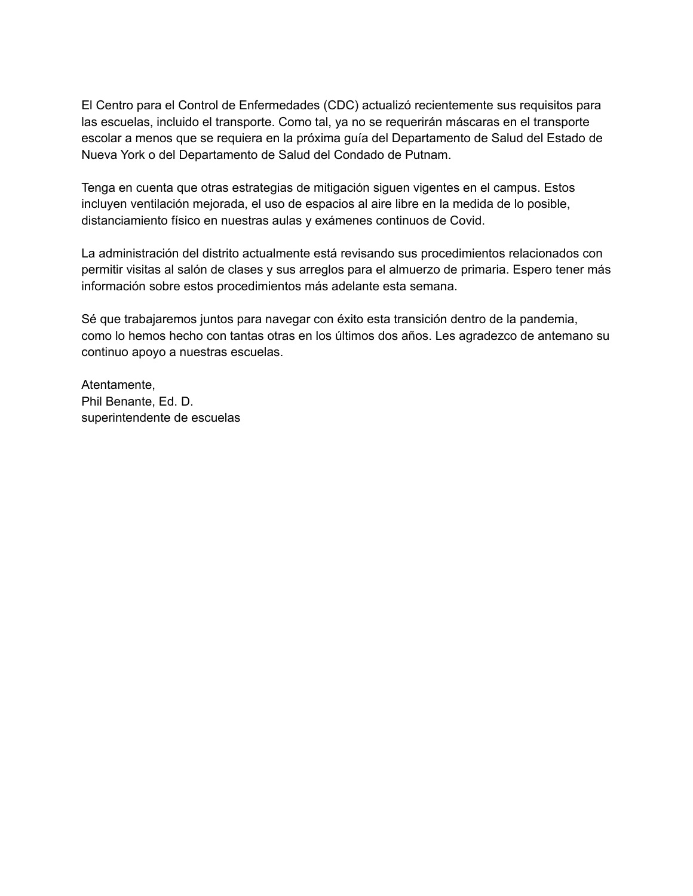El Centro para el Control de Enfermedades (CDC) actualizó recientemente sus requisitos para las escuelas, incluido el transporte. Como tal, ya no se requerirán máscaras en el transporte escolar a menos que se requiera en la próxima guía del Departamento de Salud del Estado de Nueva York o del Departamento de Salud del Condado de Putnam.

Tenga en cuenta que otras estrategias de mitigación siguen vigentes en el campus. Estos incluyen ventilación mejorada, el uso de espacios al aire libre en la medida de lo posible, distanciamiento físico en nuestras aulas y exámenes continuos de Covid.

La administración del distrito actualmente está revisando sus procedimientos relacionados con permitir visitas al salón de clases y sus arreglos para el almuerzo de primaria. Espero tener más información sobre estos procedimientos más adelante esta semana.

Sé que trabajaremos juntos para navegar con éxito esta transición dentro de la pandemia, como lo hemos hecho con tantas otras en los últimos dos años. Les agradezco de antemano su continuo apoyo a nuestras escuelas.

Atentamente,
Phil Benante, Ed. D.
superintendente de escuelas